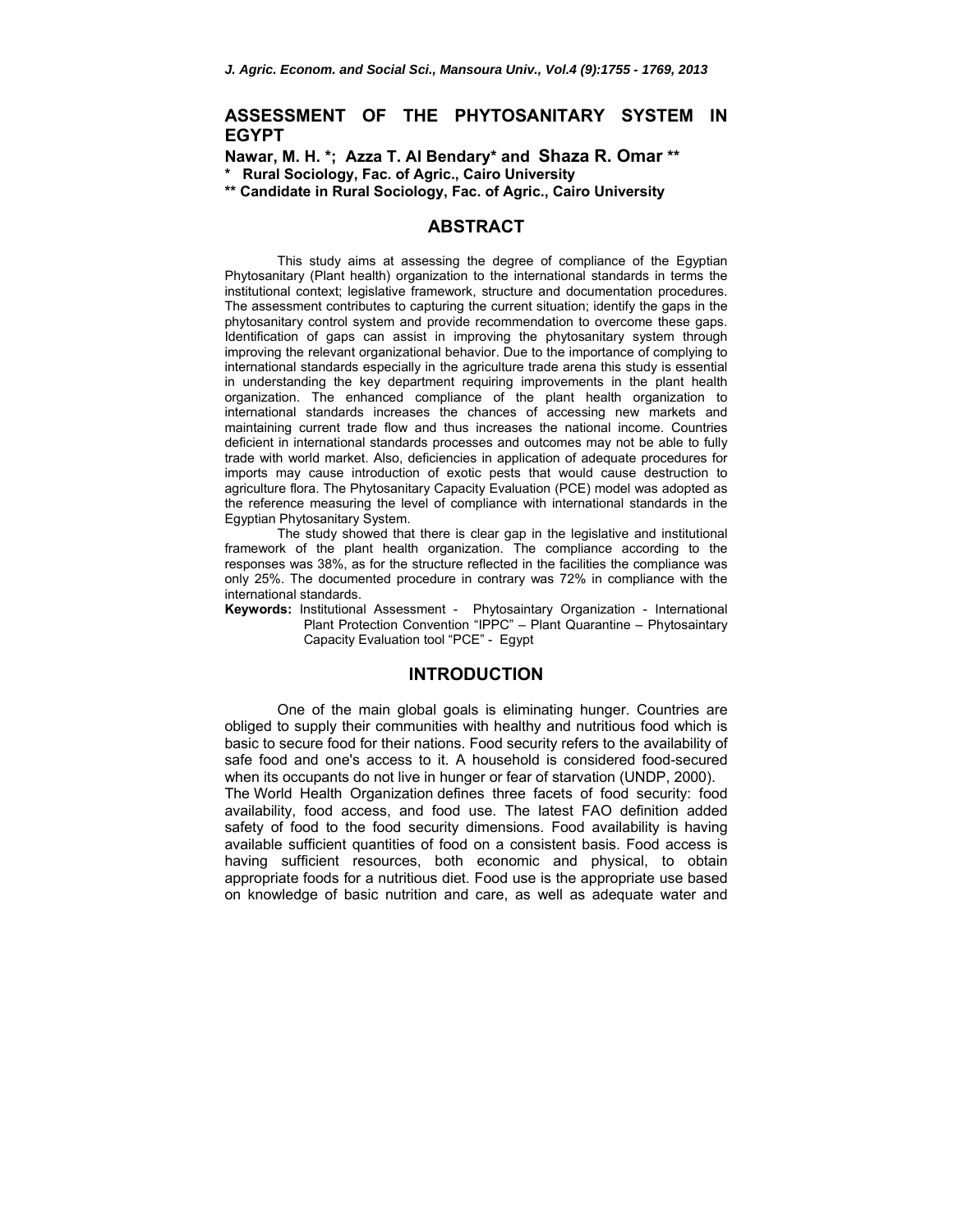# ASSESSMENT OF THE PHYTOSANITARY SYSTEM IN EGYPT

**Nawar, M. H. *; Azza T. Al Bendary* and Shaza R. Omar \*\***

**\* Rural Sociology, Fac. of Agric., Cairo University**

**\*\* Candidate in Rural Sociology, Fac. of Agric., Cairo University**

## ABSTRACT

This study aims at assessing the degree of compliance of the Egyptian Phytosanitary (Plant health) organization to the international standards in terms the institutional context; legislative framework, structure and documentation procedures. The assessment contributes to capturing the current situation; identify the gaps in the phytosanitary control system and provide recommendation to overcome these gaps. Identification of gaps can assist in improving the phytosanitary system through improving the relevant organizational behavior. Due to the importance of complying to international standards especially in the agriculture trade arena this study is essential in understanding the key department requiring improvements in the plant health organization. The enhanced compliance of the plant health organization to international standards increases the chances of accessing new markets and maintaining current trade flow and thus increases the national income. Countries deficient in international standards processes and outcomes may not be able to fully trade with world market. Also, deficiencies in application of adequate procedures for imports may cause introduction of exotic pests that would cause destruction to agriculture flora. The Phytosanitary Capacity Evaluation (PCE) model was adopted as the reference measuring the level of compliance with international standards in the Egyptian Phytosanitary System.

The study showed that there is clear gap in the legislative and institutional framework of the plant health organization. The compliance according to the responses was 38%, as for the structure reflected in the facilities the compliance was only 25%. The documented procedure in contrary was 72% in compliance with the international standards.

**Keywords:** Institutional Assessment - Phytosaintary Organization - International Plant Protection Convention "IPPC" – Plant Quarantine – Phytosaintary Capacity Evaluation tool "PCE" - Egypt

## INTRODUCTION

One of the main global goals is eliminating hunger. Countries are obliged to supply their communities with healthy and nutritious food which is basic to secure food for their nations. Food security refers to the availability of safe food and one's access to it. A household is considered food-secured when its occupants do not live in hunger or fear of starvation (UNDP, 2000).

The World Health Organization defines three facets of food security: food availability, food access, and food use. The latest FAO definition added safety of food to the food security dimensions. Food availability is having available sufficient quantities of food on a consistent basis. Food access is having sufficient resources, both economic and physical, to obtain appropriate foods for a nutritious diet. Food use is the appropriate use based on knowledge of basic nutrition and care, as well as adequate water and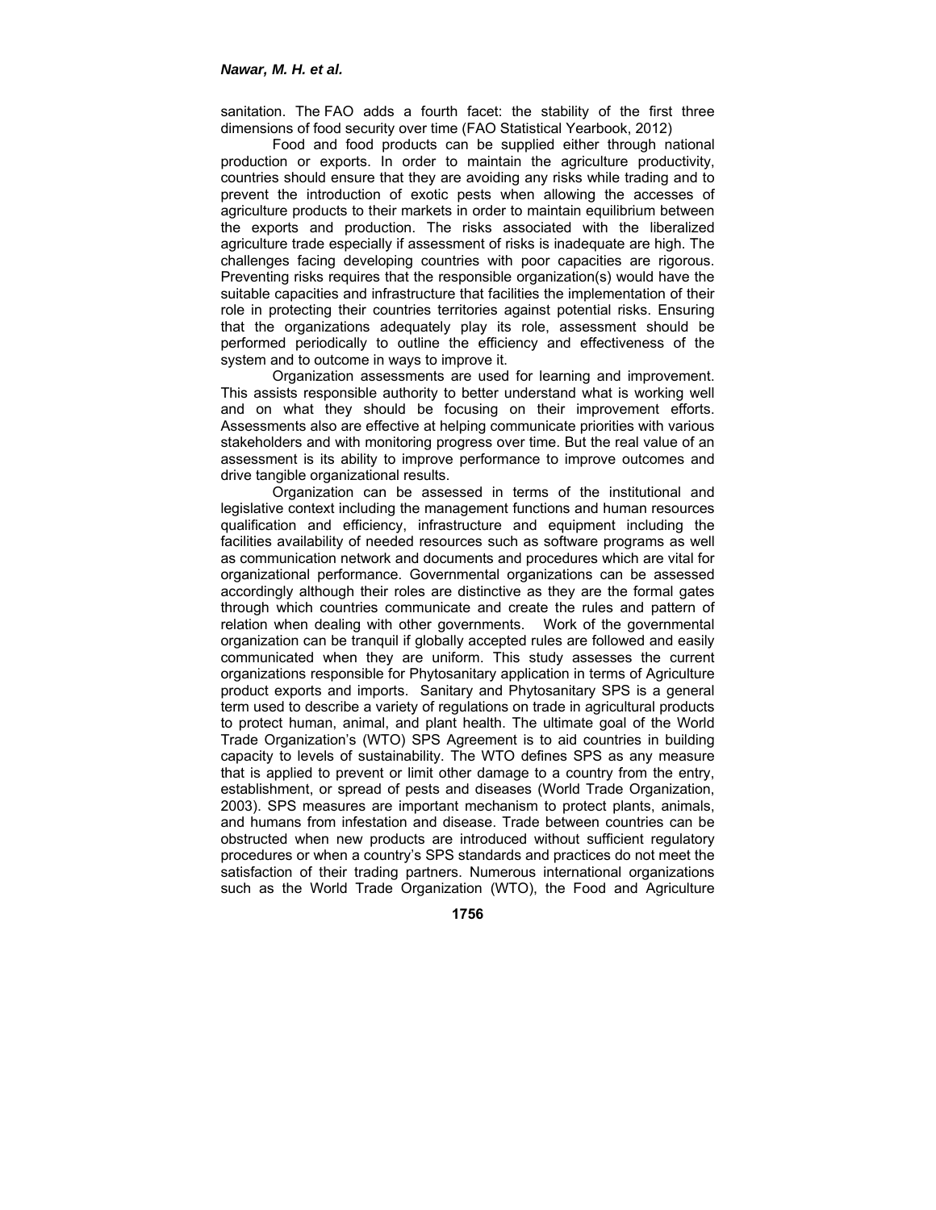sanitation. The FAO adds a fourth facet: the stability of the first three dimensions of food security over time (FAO Statistical Yearbook, 2012)

Food and food products can be supplied either through national production or exports. In order to maintain the agriculture productivity, countries should ensure that they are avoiding any risks while trading and to prevent the introduction of exotic pests when allowing the accesses of agriculture products to their markets in order to maintain equilibrium between the exports and production. The risks associated with the liberalized agriculture trade especially if assessment of risks is inadequate are high. The challenges facing developing countries with poor capacities are rigorous. Preventing risks requires that the responsible organization(s) would have the suitable capacities and infrastructure that facilities the implementation of their role in protecting their countries territories against potential risks. Ensuring that the organizations adequately play its role, assessment should be performed periodically to outline the efficiency and effectiveness of the system and to outcome in ways to improve it.

Organization assessments are used for learning and improvement. This assists responsible authority to better understand what is working well and on what they should be focusing on their improvement efforts. Assessments also are effective at helping communicate priorities with various stakeholders and with monitoring progress over time. But the real value of an assessment is its ability to improve performance to improve outcomes and drive tangible organizational results.

Organization can be assessed in terms of the institutional and legislative context including the management functions and human resources qualification and efficiency, infrastructure and equipment including the facilities availability of needed resources such as software programs as well as communication network and documents and procedures which are vital for organizational performance. Governmental organizations can be assessed accordingly although their roles are distinctive as they are the formal gates through which countries communicate and create the rules and pattern of relation when dealing with other governments. Work of the governmental organization can be tranquil if globally accepted rules are followed and easily communicated when they are uniform. This study assesses the current organizations responsible for Phytosanitary application in terms of Agriculture product exports and imports. Sanitary and Phytosanitary SPS is a general term used to describe a variety of regulations on trade in agricultural products to protect human, animal, and plant health. The ultimate goal of the World Trade Organization's (WTO) SPS Agreement is to aid countries in building capacity to levels of sustainability. The WTO defines SPS as any measure that is applied to prevent or limit other damage to a country from the entry, establishment, or spread of pests and diseases (World Trade Organization, 2003). SPS measures are important mechanism to protect plants, animals, and humans from infestation and disease. Trade between countries can be obstructed when new products are introduced without sufficient regulatory procedures or when a country's SPS standards and practices do not meet the satisfaction of their trading partners. Numerous international organizations such as the World Trade Organization (WTO), the Food and Agriculture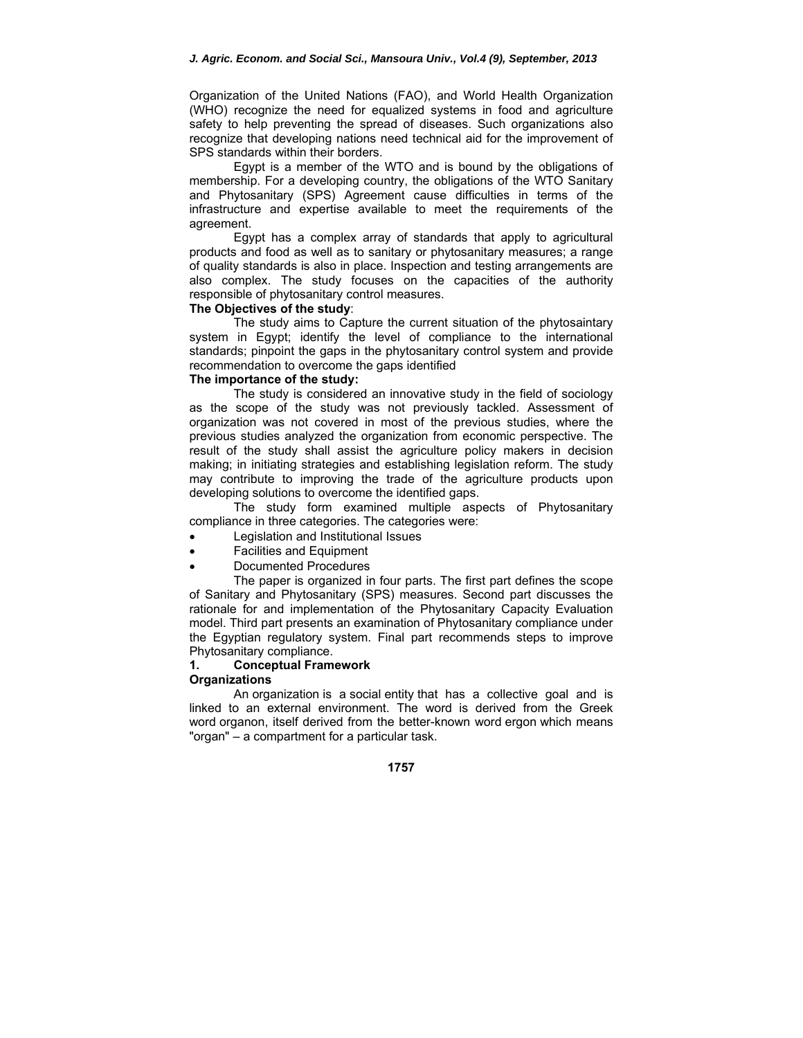Organization of the United Nations (FAO), and World Health Organization (WHO) recognize the need for equalized systems in food and agriculture safety to help preventing the spread of diseases. Such organizations also recognize that developing nations need technical aid for the improvement of SPS standards within their borders.

Egypt is a member of the WTO and is bound by the obligations of membership. For a developing country, the obligations of the WTO Sanitary and Phytosanitary (SPS) Agreement cause difficulties in terms of the infrastructure and expertise available to meet the requirements of the agreement.

Egypt has a complex array of standards that apply to agricultural products and food as well as to sanitary or phytosanitary measures; a range of quality standards is also in place. Inspection and testing arrangements are also complex. The study focuses on the capacities of the authority responsible of phytosanitary control measures.

**The Objectives of the study**:

The study aims to Capture the current situation of the phytosaintary system in Egypt; identify the level of compliance to the international standards; pinpoint the gaps in the phytosanitary control system and provide recommendation to overcome the gaps identified

**The importance of the study:**

The study is considered an innovative study in the field of sociology as the scope of the study was not previously tackled. Assessment of organization was not covered in most of the previous studies, where the previous studies analyzed the organization from economic perspective. The result of the study shall assist the agriculture policy makers in decision making; in initiating strategies and establishing legislation reform. The study may contribute to improving the trade of the agriculture products upon developing solutions to overcome the identified gaps.

The study form examined multiple aspects of Phytosanitary compliance in three categories. The categories were:

- Legislation and Institutional Issues
- Facilities and Equipment
- Documented Procedures

The paper is organized in four parts. The first part defines the scope of Sanitary and Phytosanitary (SPS) measures. Second part discusses the rationale for and implementation of the Phytosanitary Capacity Evaluation model. Third part presents an examination of Phytosanitary compliance under the Egyptian regulatory system. Final part recommends steps to improve Phytosanitary compliance.

## 1. Conceptual Framework

### Organizations

An organization is a social entity that has a collective goal and is linked to an external environment. The word is derived from the Greek word organon, itself derived from the better-known word ergon which means "organ" – a compartment for a particular task.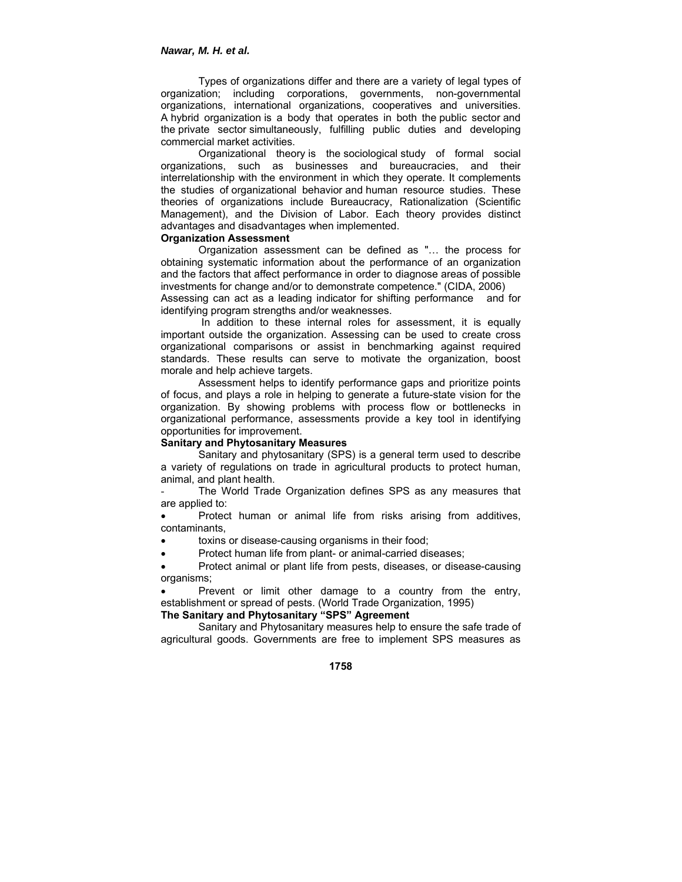Types of organizations differ and there are a variety of legal types of organization; including corporations, governments, non-governmental organizations, international organizations, cooperatives and universities. A hybrid organization is a body that operates in both the public sector and the private sector simultaneously, fulfilling public duties and developing commercial market activities.

Organizational theory is the sociological study of formal social organizations, such as businesses and bureaucracies, and their interrelationship with the environment in which they operate. It complements the studies of organizational behavior and human resource studies. These theories of organizations include Bureaucracy, Rationalization (Scientific Management), and the Division of Labor. Each theory provides distinct advantages and disadvantages when implemented.

**Organization Assessment**

Organization assessment can be defined as "… the process for obtaining systematic information about the performance of an organization and the factors that affect performance in order to diagnose areas of possible investments for change and/or to demonstrate competence." (CIDA, 2006)

Assessing can act as a leading indicator for shifting performance and for identifying program strengths and/or weaknesses.

In addition to these internal roles for assessment, it is equally important outside the organization. Assessing can be used to create cross organizational comparisons or assist in benchmarking against required standards. These results can serve to motivate the organization, boost morale and help achieve targets.

Assessment helps to identify performance gaps and prioritize points of focus, and plays a role in helping to generate a future-state vision for the organization. By showing problems with process flow or bottlenecks in organizational performance, assessments provide a key tool in identifying opportunities for improvement.

**Sanitary and Phytosanitary Measures**

Sanitary and phytosanitary (SPS) is a general term used to describe a variety of regulations on trade in agricultural products to protect human, animal, and plant health.

- The World Trade Organization defines SPS as any measures that are applied to:

- Protect human or animal life from risks arising from additives, contaminants,
- toxins or disease-causing organisms in their food;
- Protect human life from plant- or animal-carried diseases;
- Protect animal or plant life from pests, diseases, or disease-causing organisms;
- Prevent or limit other damage to a country from the entry, establishment or spread of pests. (World Trade Organization, 1995)

**The Sanitary and Phytosanitary "SPS" Agreement**

Sanitary and Phytosanitary measures help to ensure the safe trade of agricultural goods. Governments are free to implement SPS measures as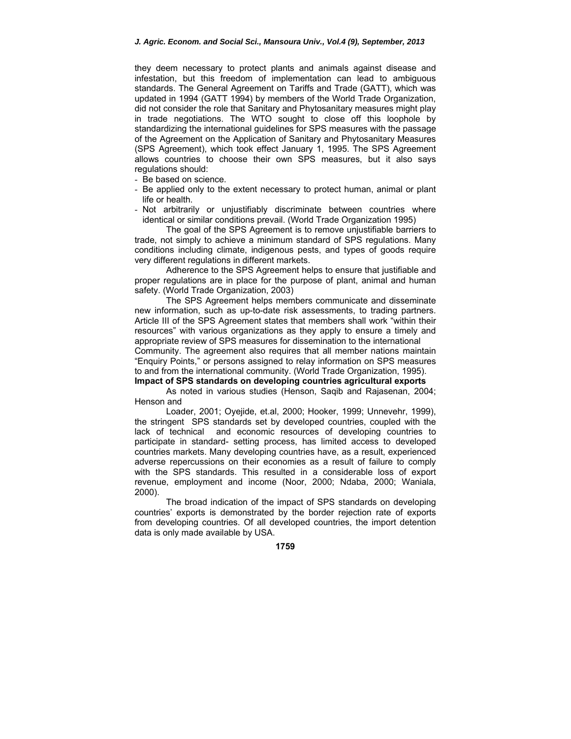they deem necessary to protect plants and animals against disease and infestation, but this freedom of implementation can lead to ambiguous standards. The General Agreement on Tariffs and Trade (GATT), which was updated in 1994 (GATT 1994) by members of the World Trade Organization, did not consider the role that Sanitary and Phytosanitary measures might play in trade negotiations. The WTO sought to close off this loophole by standardizing the international guidelines for SPS measures with the passage of the Agreement on the Application of Sanitary and Phytosanitary Measures (SPS Agreement), which took effect January 1, 1995. The SPS Agreement allows countries to choose their own SPS measures, but it also says regulations should:

- Be based on science.
- Be applied only to the extent necessary to protect human, animal or plant life or health.
- Not arbitrarily or unjustifiably discriminate between countries where identical or similar conditions prevail. (World Trade Organization 1995)

The goal of the SPS Agreement is to remove unjustifiable barriers to trade, not simply to achieve a minimum standard of SPS regulations. Many conditions including climate, indigenous pests, and types of goods require very different regulations in different markets.

Adherence to the SPS Agreement helps to ensure that justifiable and proper regulations are in place for the purpose of plant, animal and human safety. (World Trade Organization, 2003)

The SPS Agreement helps members communicate and disseminate new information, such as up-to-date risk assessments, to trading partners. Article III of the SPS Agreement states that members shall work "within their resources" with various organizations as they apply to ensure a timely and appropriate review of SPS measures for dissemination to the international Community. The agreement also requires that all member nations maintain "Enquiry Points," or persons assigned to relay information on SPS measures to and from the international community. (World Trade Organization, 1995).

**Impact of SPS standards on developing countries agricultural exports**

As noted in various studies (Henson, Saqib and Rajasenan, 2004; Henson and Loader, 2001; Oyejide, et.al, 2000; Hooker, 1999; Unnevehr, 1999), the stringent SPS standards set by developed countries, coupled with the lack of technical and economic resources of developing countries to participate in standard- setting process, has limited access to developed countries markets. Many developing countries have, as a result, experienced adverse repercussions on their economies as a result of failure to comply with the SPS standards. This resulted in a considerable loss of export revenue, employment and income (Noor, 2000; Ndaba, 2000; Waniala, 2000).

The broad indication of the impact of SPS standards on developing countries' exports is demonstrated by the border rejection rate of exports from developing countries. Of all developed countries, the import detention data is only made available by USA.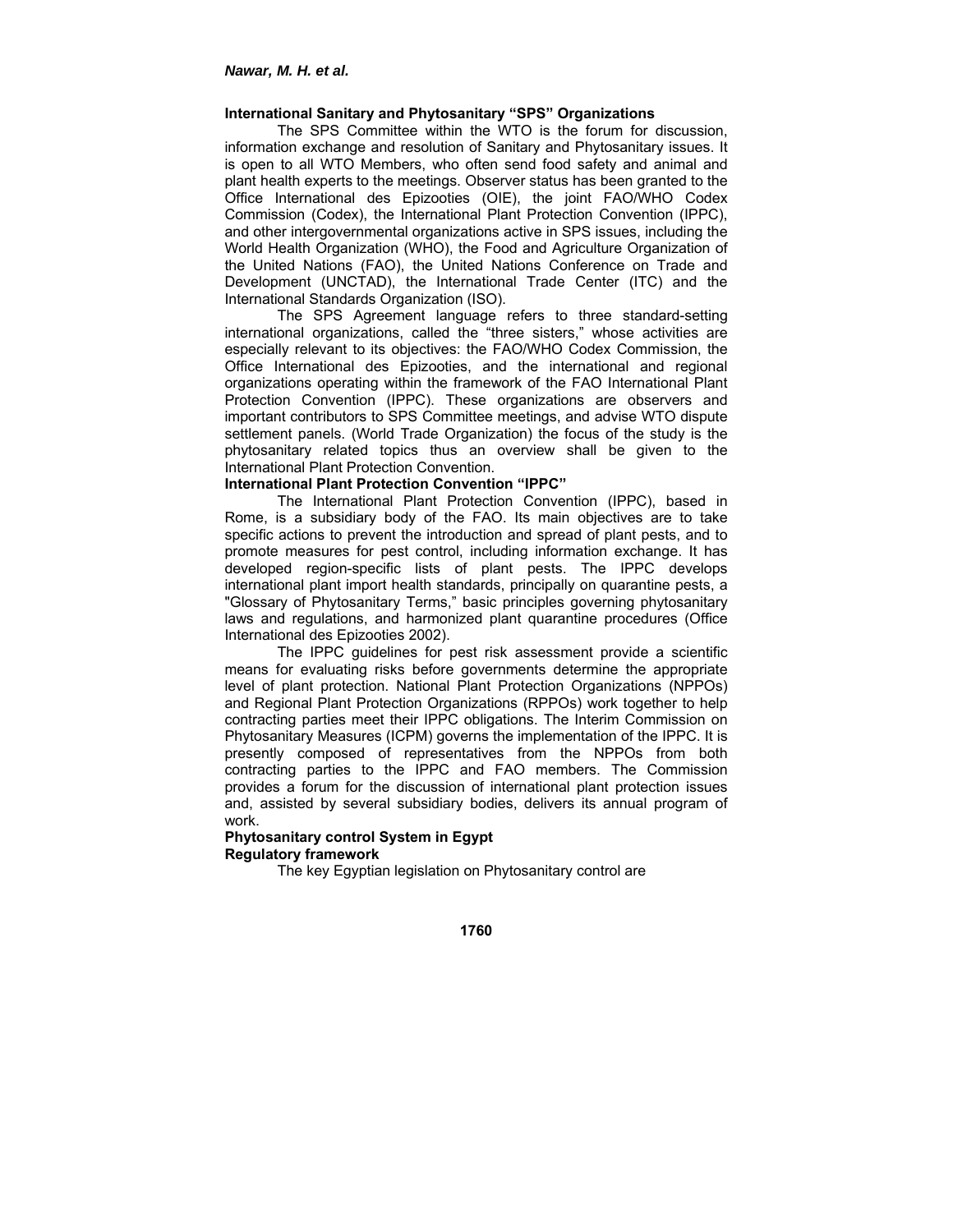**International Sanitary and Phytosanitary "SPS" Organizations**

The SPS Committee within the WTO is the forum for discussion, information exchange and resolution of Sanitary and Phytosanitary issues. It is open to all WTO Members, who often send food safety and animal and plant health experts to the meetings. Observer status has been granted to the Office International des Epizooties (OIE), the joint FAO/WHO Codex Commission (Codex), the International Plant Protection Convention (IPPC), and other intergovernmental organizations active in SPS issues, including the World Health Organization (WHO), the Food and Agriculture Organization of the United Nations (FAO), the United Nations Conference on Trade and Development (UNCTAD), the International Trade Center (ITC) and the International Standards Organization (ISO).

The SPS Agreement language refers to three standard-setting international organizations, called the "three sisters," whose activities are especially relevant to its objectives: the FAO/WHO Codex Commission, the Office International des Epizooties, and the international and regional organizations operating within the framework of the FAO International Plant Protection Convention (IPPC). These organizations are observers and important contributors to SPS Committee meetings, and advise WTO dispute settlement panels. (World Trade Organization) the focus of the study is the phytosanitary related topics thus an overview shall be given to the International Plant Protection Convention.

**International Plant Protection Convention "IPPC"**

The International Plant Protection Convention (IPPC), based in Rome, is a subsidiary body of the FAO. Its main objectives are to take specific actions to prevent the introduction and spread of plant pests, and to promote measures for pest control, including information exchange. It has developed region-specific lists of plant pests. The IPPC develops international plant import health standards, principally on quarantine pests, a "Glossary of Phytosanitary Terms," basic principles governing phytosanitary laws and regulations, and harmonized plant quarantine procedures (Office International des Epizooties 2002).

The IPPC guidelines for pest risk assessment provide a scientific means for evaluating risks before governments determine the appropriate level of plant protection. National Plant Protection Organizations (NPPOs) and Regional Plant Protection Organizations (RPPOs) work together to help contracting parties meet their IPPC obligations. The Interim Commission on Phytosanitary Measures (ICPM) governs the implementation of the IPPC. It is presently composed of representatives from the NPPOs from both contracting parties to the IPPC and FAO members. The Commission provides a forum for the discussion of international plant protection issues and, assisted by several subsidiary bodies, delivers its annual program of work.

**Phytosanitary control System in Egypt**

**Regulatory framework**

The key Egyptian legislation on Phytosanitary control are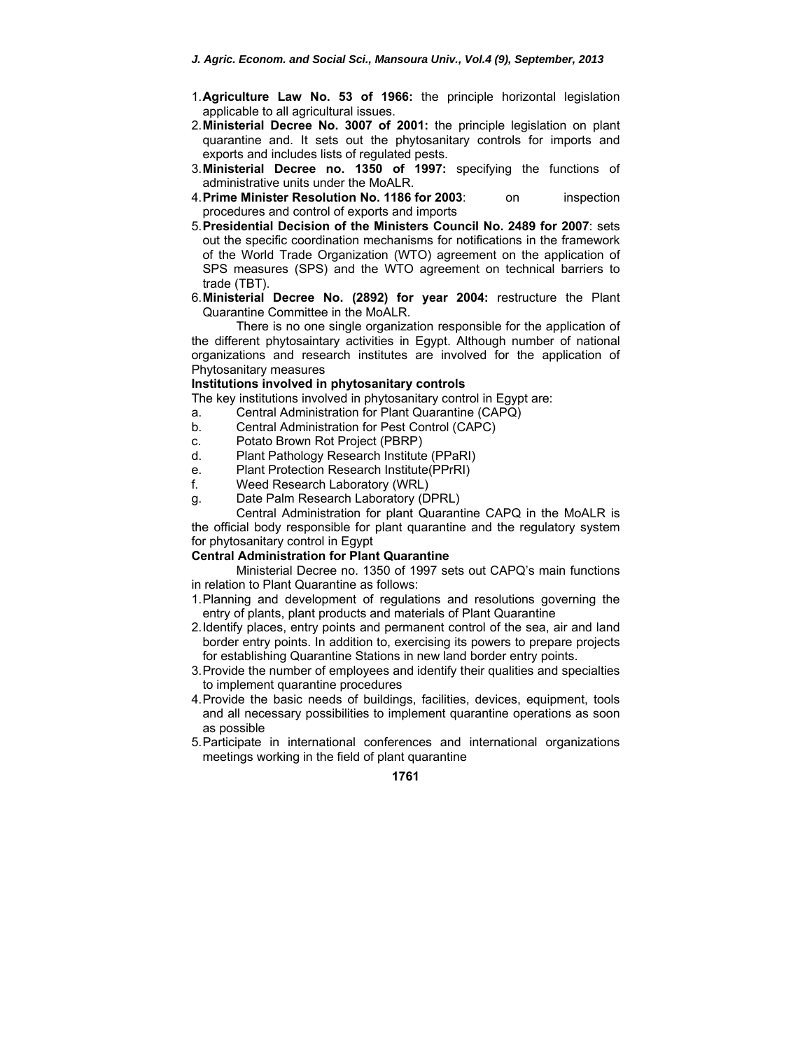1. **Agriculture Law No. 53 of 1966:** the principle horizontal legislation applicable to all agricultural issues.
2. **Ministerial Decree No. 3007 of 2001:** the principle legislation on plant quarantine and. It sets out the phytosanitary controls for imports and exports and includes lists of regulated pests.
3. **Ministerial Decree no. 1350 of 1997:** specifying the functions of administrative units under the MoALR.
4. **Prime Minister Resolution No. 1186 for 2003**: on inspection procedures and control of exports and imports
5. **Presidential Decision of the Ministers Council No. 2489 for 2007**: sets out the specific coordination mechanisms for notifications in the framework of the World Trade Organization (WTO) agreement on the application of SPS measures (SPS) and the WTO agreement on technical barriers to trade (TBT).
6. **Ministerial Decree No. (2892) for year 2004:** restructure the Plant Quarantine Committee in the MoALR.

There is no one single organization responsible for the application of the different phytosaintary activities in Egypt. Although number of national organizations and research institutes are involved for the application of Phytosanitary measures

**Institutions involved in phytosanitary controls**

The key institutions involved in phytosanitary control in Egypt are:

a. Central Administration for Plant Quarantine (CAPQ)
b. Central Administration for Pest Control (CAPC)
c. Potato Brown Rot Project (PBRP)
d. Plant Pathology Research Institute (PPaRI)
e. Plant Protection Research Institute(PPrRI)
f. Weed Research Laboratory (WRL)
g. Date Palm Research Laboratory (DPRL)

Central Administration for plant Quarantine CAPQ in the MoALR is the official body responsible for plant quarantine and the regulatory system for phytosanitary control in Egypt

**Central Administration for Plant Quarantine**

Ministerial Decree no. 1350 of 1997 sets out CAPQ's main functions in relation to Plant Quarantine as follows:

1. Planning and development of regulations and resolutions governing the entry of plants, plant products and materials of Plant Quarantine
2. Identify places, entry points and permanent control of the sea, air and land border entry points. In addition to, exercising its powers to prepare projects for establishing Quarantine Stations in new land border entry points.
3. Provide the number of employees and identify their qualities and specialties to implement quarantine procedures
4. Provide the basic needs of buildings, facilities, devices, equipment, tools and all necessary possibilities to implement quarantine operations as soon as possible
5. Participate in international conferences and international organizations meetings working in the field of plant quarantine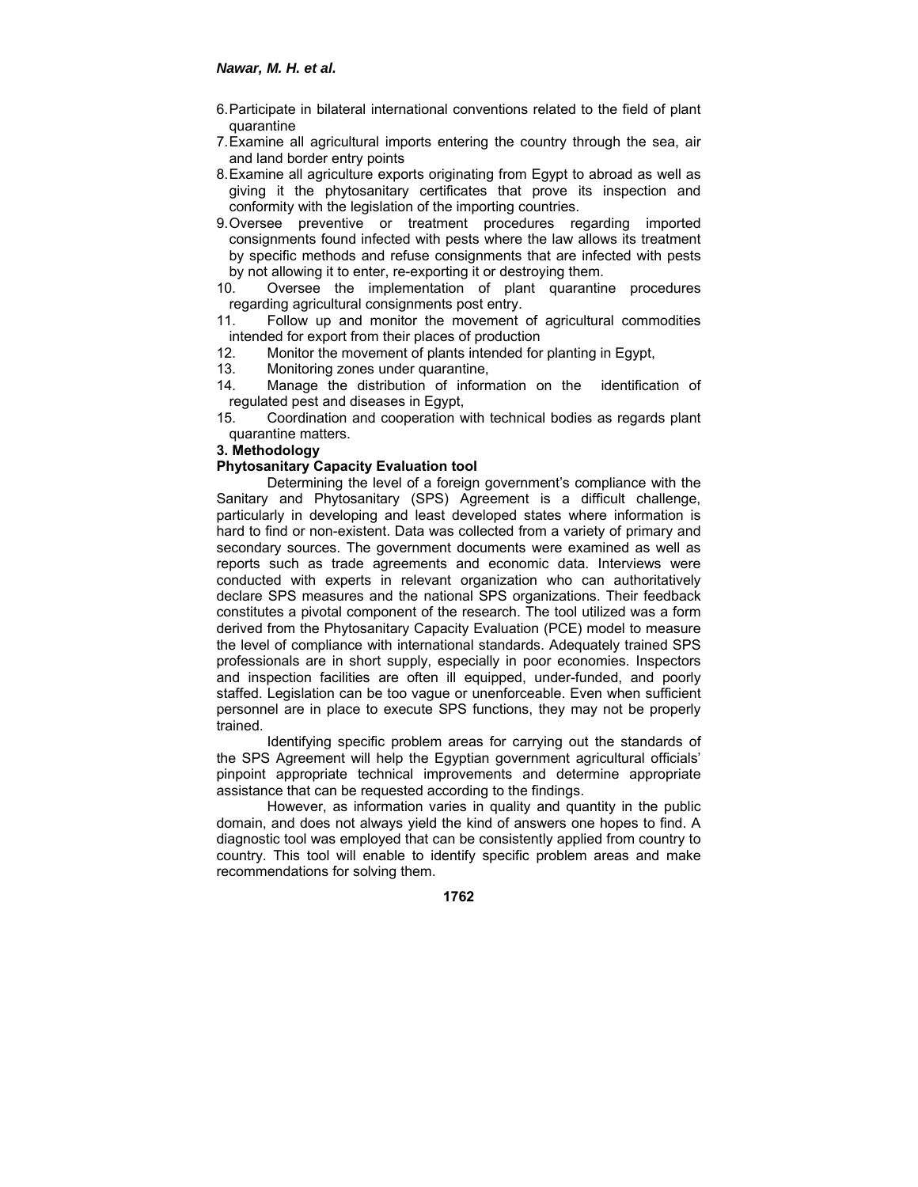6. Participate in bilateral international conventions related to the field of plant quarantine
7. Examine all agricultural imports entering the country through the sea, air and land border entry points
8. Examine all agriculture exports originating from Egypt to abroad as well as giving it the phytosanitary certificates that prove its inspection and conformity with the legislation of the importing countries.
9. Oversee preventive or treatment procedures regarding imported consignments found infected with pests where the law allows its treatment by specific methods and refuse consignments that are infected with pests by not allowing it to enter, re-exporting it or destroying them.
10. Oversee the implementation of plant quarantine procedures regarding agricultural consignments post entry.
11. Follow up and monitor the movement of agricultural commodities intended for export from their places of production
12. Monitor the movement of plants intended for planting in Egypt,
13. Monitoring zones under quarantine,
14. Manage the distribution of information on the identification of regulated pest and diseases in Egypt,
15. Coordination and cooperation with technical bodies as regards plant quarantine matters.

## 3. Methodology

### Phytosanitary Capacity Evaluation tool

Determining the level of a foreign government's compliance with the Sanitary and Phytosanitary (SPS) Agreement is a difficult challenge, particularly in developing and least developed states where information is hard to find or non-existent. Data was collected from a variety of primary and secondary sources. The government documents were examined as well as reports such as trade agreements and economic data. Interviews were conducted with experts in relevant organization who can authoritatively declare SPS measures and the national SPS organizations. Their feedback constitutes a pivotal component of the research. The tool utilized was a form derived from the Phytosanitary Capacity Evaluation (PCE) model to measure the level of compliance with international standards. Adequately trained SPS professionals are in short supply, especially in poor economies. Inspectors and inspection facilities are often ill equipped, under-funded, and poorly staffed. Legislation can be too vague or unenforceable. Even when sufficient personnel are in place to execute SPS functions, they may not be properly trained.

Identifying specific problem areas for carrying out the standards of the SPS Agreement will help the Egyptian government agricultural officials' pinpoint appropriate technical improvements and determine appropriate assistance that can be requested according to the findings.

However, as information varies in quality and quantity in the public domain, and does not always yield the kind of answers one hopes to find. A diagnostic tool was employed that can be consistently applied from country to country. This tool will enable to identify specific problem areas and make recommendations for solving them.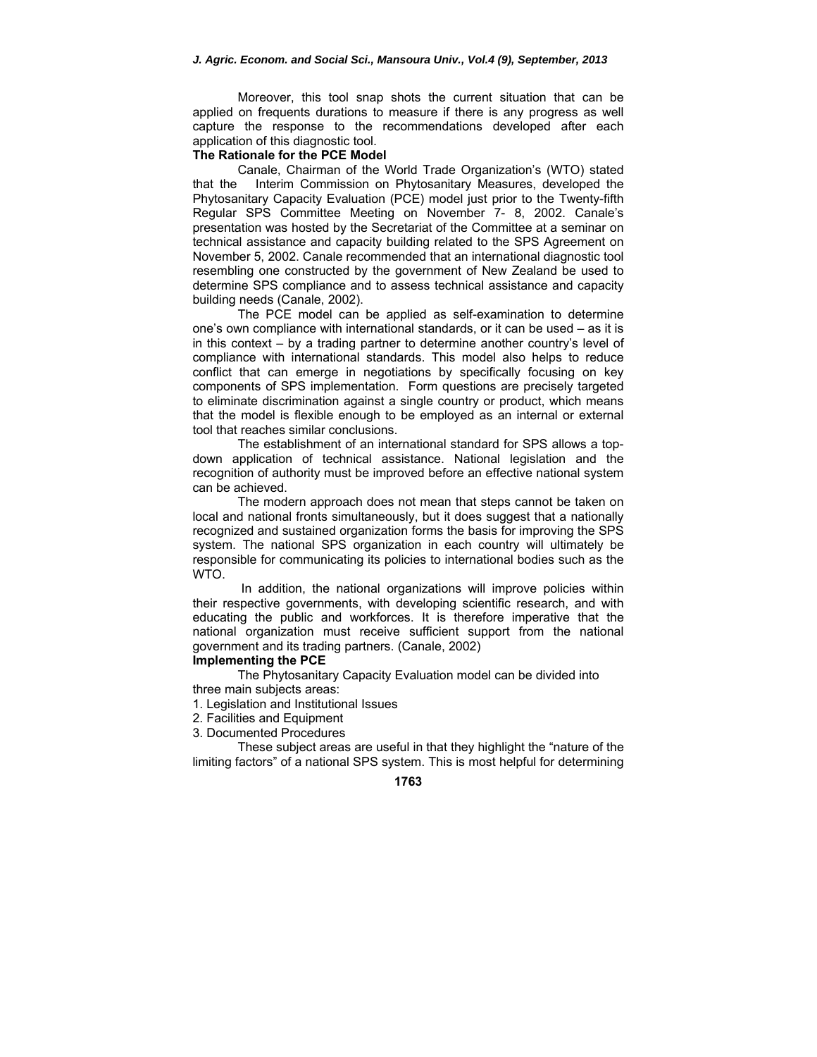Moreover, this tool snap shots the current situation that can be applied on frequents durations to measure if there is any progress as well capture the response to the recommendations developed after each application of this diagnostic tool.

**The Rationale for the PCE Model**

Canale, Chairman of the World Trade Organization's (WTO) stated that the Interim Commission on Phytosanitary Measures, developed the Phytosanitary Capacity Evaluation (PCE) model just prior to the Twenty-fifth Regular SPS Committee Meeting on November 7- 8, 2002. Canale's presentation was hosted by the Secretariat of the Committee at a seminar on technical assistance and capacity building related to the SPS Agreement on November 5, 2002. Canale recommended that an international diagnostic tool resembling one constructed by the government of New Zealand be used to determine SPS compliance and to assess technical assistance and capacity building needs (Canale, 2002).

The PCE model can be applied as self-examination to determine one's own compliance with international standards, or it can be used – as it is in this context – by a trading partner to determine another country's level of compliance with international standards. This model also helps to reduce conflict that can emerge in negotiations by specifically focusing on key components of SPS implementation. Form questions are precisely targeted to eliminate discrimination against a single country or product, which means that the model is flexible enough to be employed as an internal or external tool that reaches similar conclusions.

The establishment of an international standard for SPS allows a top-down application of technical assistance. National legislation and the recognition of authority must be improved before an effective national system can be achieved.

The modern approach does not mean that steps cannot be taken on local and national fronts simultaneously, but it does suggest that a nationally recognized and sustained organization forms the basis for improving the SPS system. The national SPS organization in each country will ultimately be responsible for communicating its policies to international bodies such as the WTO.

In addition, the national organizations will improve policies within their respective governments, with developing scientific research, and with educating the public and workforces. It is therefore imperative that the national organization must receive sufficient support from the national government and its trading partners. (Canale, 2002)

**Implementing the PCE**

The Phytosanitary Capacity Evaluation model can be divided into three main subjects areas:

1. Legislation and Institutional Issues
2. Facilities and Equipment
3. Documented Procedures

These subject areas are useful in that they highlight the "nature of the limiting factors" of a national SPS system. This is most helpful for determining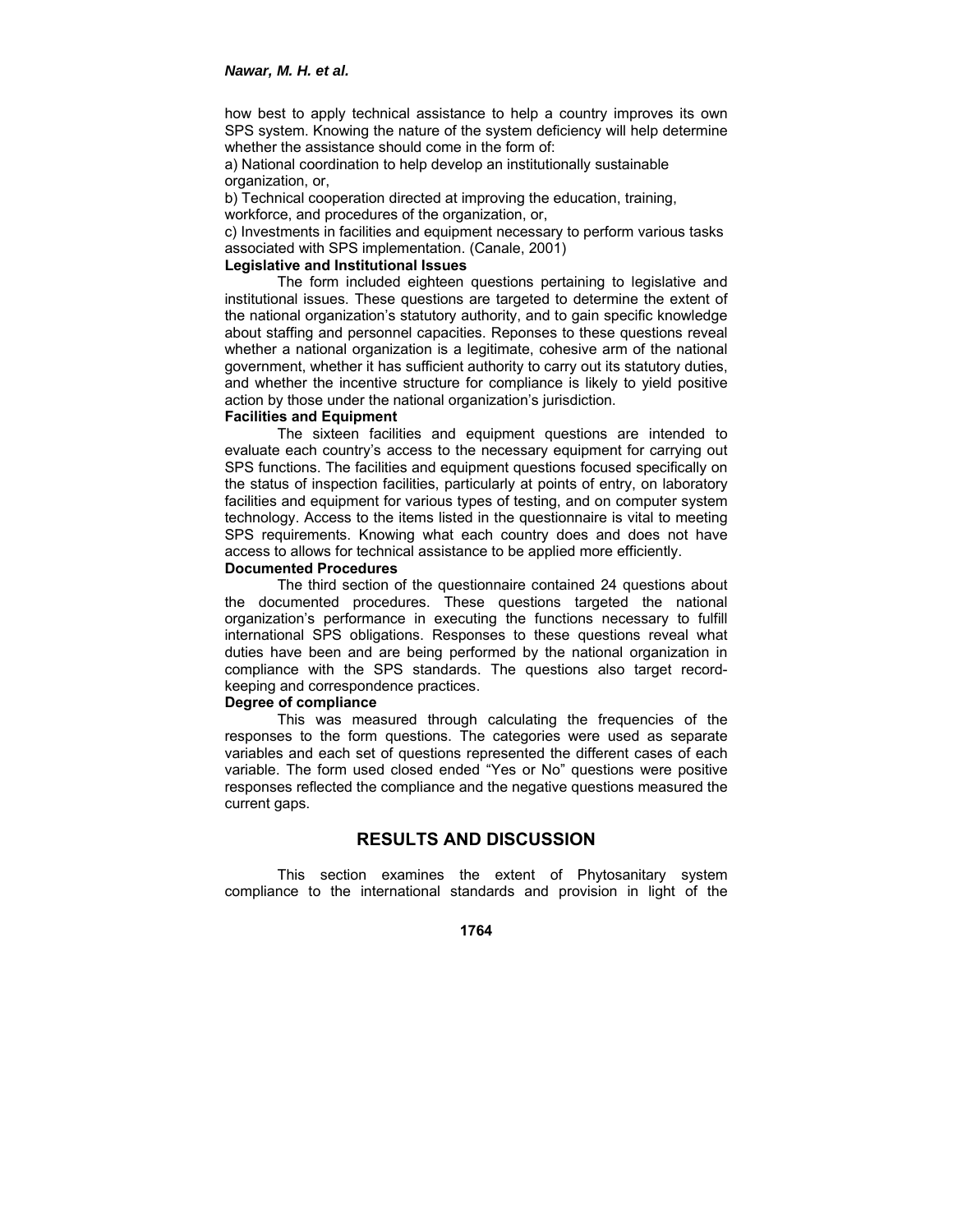how best to apply technical assistance to help a country improves its own SPS system. Knowing the nature of the system deficiency will help determine whether the assistance should come in the form of:

a) National coordination to help develop an institutionally sustainable organization, or,

b) Technical cooperation directed at improving the education, training, workforce, and procedures of the organization, or,

c) Investments in facilities and equipment necessary to perform various tasks associated with SPS implementation. (Canale, 2001)

**Legislative and Institutional Issues**

The form included eighteen questions pertaining to legislative and institutional issues. These questions are targeted to determine the extent of the national organization's statutory authority, and to gain specific knowledge about staffing and personnel capacities. Reponses to these questions reveal whether a national organization is a legitimate, cohesive arm of the national government, whether it has sufficient authority to carry out its statutory duties, and whether the incentive structure for compliance is likely to yield positive action by those under the national organization's jurisdiction.

**Facilities and Equipment**

The sixteen facilities and equipment questions are intended to evaluate each country's access to the necessary equipment for carrying out SPS functions. The facilities and equipment questions focused specifically on the status of inspection facilities, particularly at points of entry, on laboratory facilities and equipment for various types of testing, and on computer system technology. Access to the items listed in the questionnaire is vital to meeting SPS requirements. Knowing what each country does and does not have access to allows for technical assistance to be applied more efficiently.

**Documented Procedures**

The third section of the questionnaire contained 24 questions about the documented procedures. These questions targeted the national organization's performance in executing the functions necessary to fulfill international SPS obligations. Responses to these questions reveal what duties have been and are being performed by the national organization in compliance with the SPS standards. The questions also target record-keeping and correspondence practices.

**Degree of compliance**

This was measured through calculating the frequencies of the responses to the form questions. The categories were used as separate variables and each set of questions represented the different cases of each variable. The form used closed ended "Yes or No" questions were positive responses reflected the compliance and the negative questions measured the current gaps.

## RESULTS AND DISCUSSION

This section examines the extent of Phytosanitary system compliance to the international standards and provision in light of the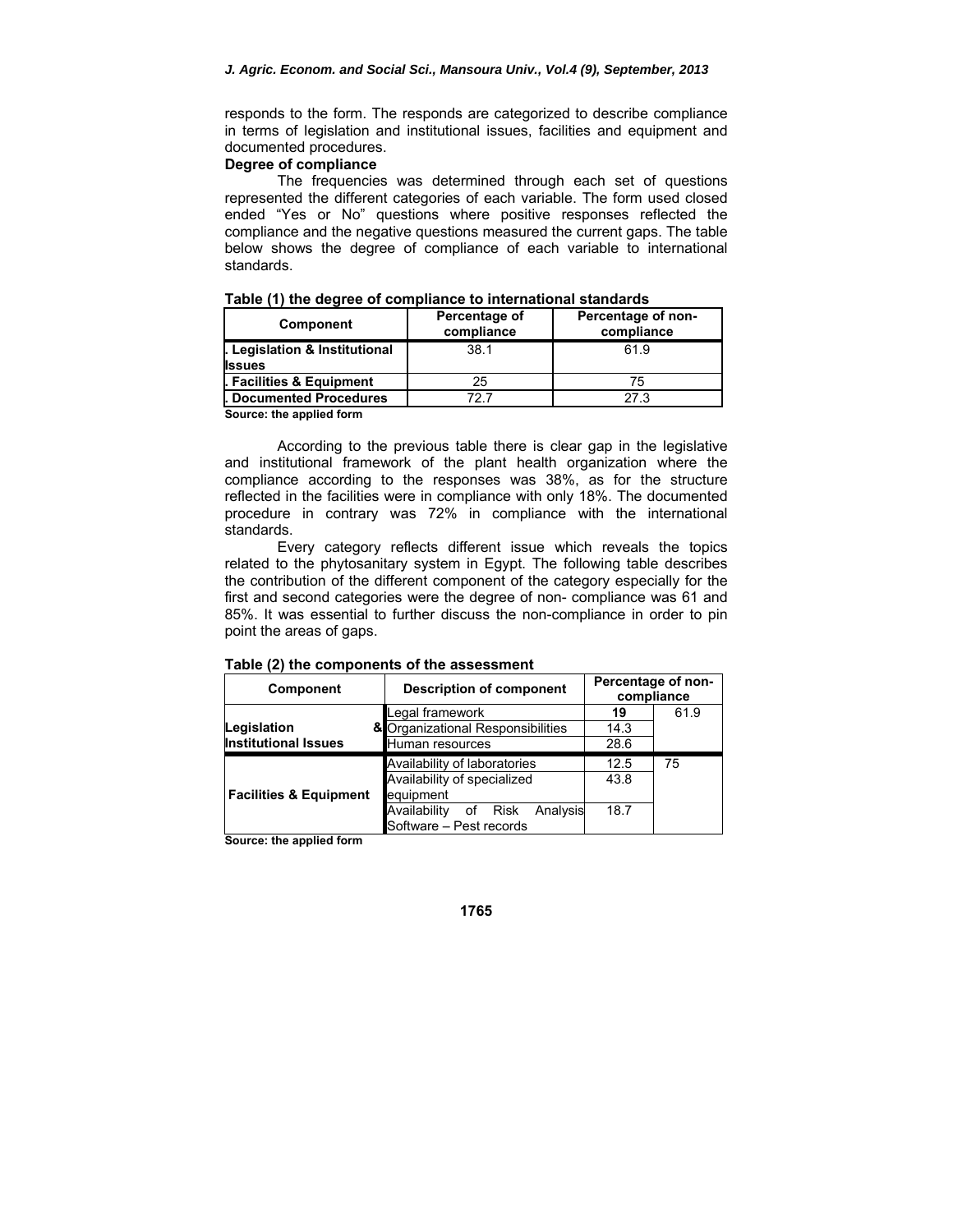responds to the form. The responds are categorized to describe compliance in terms of legislation and institutional issues, facilities and equipment and documented procedures.

**Degree of compliance**

The frequencies was determined through each set of questions represented the different categories of each variable. The form used closed ended "Yes or No" questions where positive responses reflected the compliance and the negative questions measured the current gaps. The table below shows the degree of compliance of each variable to international standards.

**Table (1) the degree of compliance to international standards**

| Component | Percentage of compliance | Percentage of non-compliance |
|---|---|---|
| . Legislation & Institutional Issues | 38.1 | 61.9 |
| . Facilities & Equipment | 25 | 75 |
| . Documented Procedures | 72.7 | 27.3 |

**Source: the applied form**

According to the previous table there is clear gap in the legislative and institutional framework of the plant health organization where the compliance according to the responses was 38%, as for the structure reflected in the facilities were in compliance with only 18%. The documented procedure in contrary was 72% in compliance with the international standards.

Every category reflects different issue which reveals the topics related to the phytosanitary system in Egypt. The following table describes the contribution of the different component of the category especially for the first and second categories were the degree of non- compliance was 61 and 85%. It was essential to further discuss the non-compliance in order to pin point the areas of gaps.

**Table (2) the components of the assessment**

| Component | Description of component | Percentage of non-compliance | |
|---|---|---|---|
| Legislation & Institutional Issues | Legal framework | **19** | 61.9 |
| | Organizational Responsibilities | 14.3 | |
| | Human resources | 28.6 | |
| Facilities & Equipment | Availability of laboratories | 12.5 | 75 |
| | Availability of specialized equipment | 43.8 | |
| | Availability of Risk Analysis Software – Pest records | 18.7 | |

**Source: the applied form**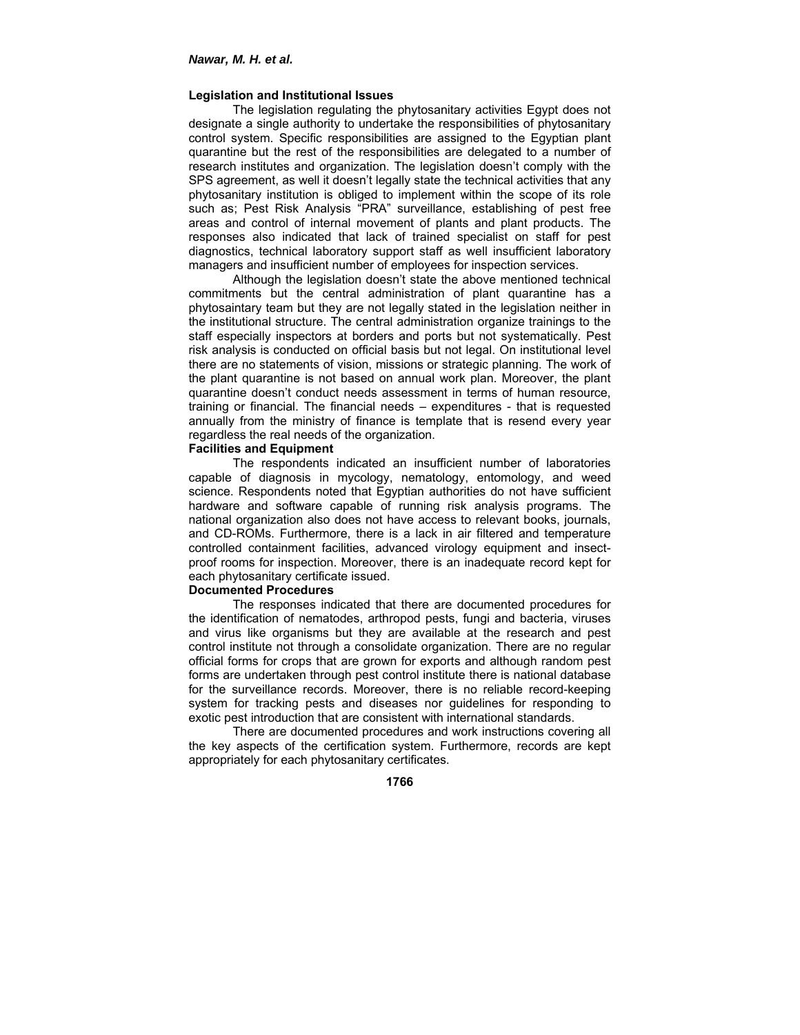## Legislation and Institutional Issues

The legislation regulating the phytosanitary activities Egypt does not designate a single authority to undertake the responsibilities of phytosanitary control system. Specific responsibilities are assigned to the Egyptian plant quarantine but the rest of the responsibilities are delegated to a number of research institutes and organization. The legislation doesn't comply with the SPS agreement, as well it doesn't legally state the technical activities that any phytosanitary institution is obliged to implement within the scope of its role such as; Pest Risk Analysis "PRA" surveillance, establishing of pest free areas and control of internal movement of plants and plant products. The responses also indicated that lack of trained specialist on staff for pest diagnostics, technical laboratory support staff as well insufficient laboratory managers and insufficient number of employees for inspection services.

Although the legislation doesn't state the above mentioned technical commitments but the central administration of plant quarantine has a phytosaintary team but they are not legally stated in the legislation neither in the institutional structure. The central administration organize trainings to the staff especially inspectors at borders and ports but not systematically. Pest risk analysis is conducted on official basis but not legal. On institutional level there are no statements of vision, missions or strategic planning. The work of the plant quarantine is not based on annual work plan. Moreover, the plant quarantine doesn't conduct needs assessment in terms of human resource, training or financial. The financial needs – expenditures - that is requested annually from the ministry of finance is template that is resend every year regardless the real needs of the organization.

## Facilities and Equipment

The respondents indicated an insufficient number of laboratories capable of diagnosis in mycology, nematology, entomology, and weed science. Respondents noted that Egyptian authorities do not have sufficient hardware and software capable of running risk analysis programs. The national organization also does not have access to relevant books, journals, and CD-ROMs. Furthermore, there is a lack in air filtered and temperature controlled containment facilities, advanced virology equipment and insect-proof rooms for inspection. Moreover, there is an inadequate record kept for each phytosanitary certificate issued.

## Documented Procedures

The responses indicated that there are documented procedures for the identification of nematodes, arthropod pests, fungi and bacteria, viruses and virus like organisms but they are available at the research and pest control institute not through a consolidate organization. There are no regular official forms for crops that are grown for exports and although random pest forms are undertaken through pest control institute there is national database for the surveillance records. Moreover, there is no reliable record-keeping system for tracking pests and diseases nor guidelines for responding to exotic pest introduction that are consistent with international standards.

There are documented procedures and work instructions covering all the key aspects of the certification system. Furthermore, records are kept appropriately for each phytosanitary certificates.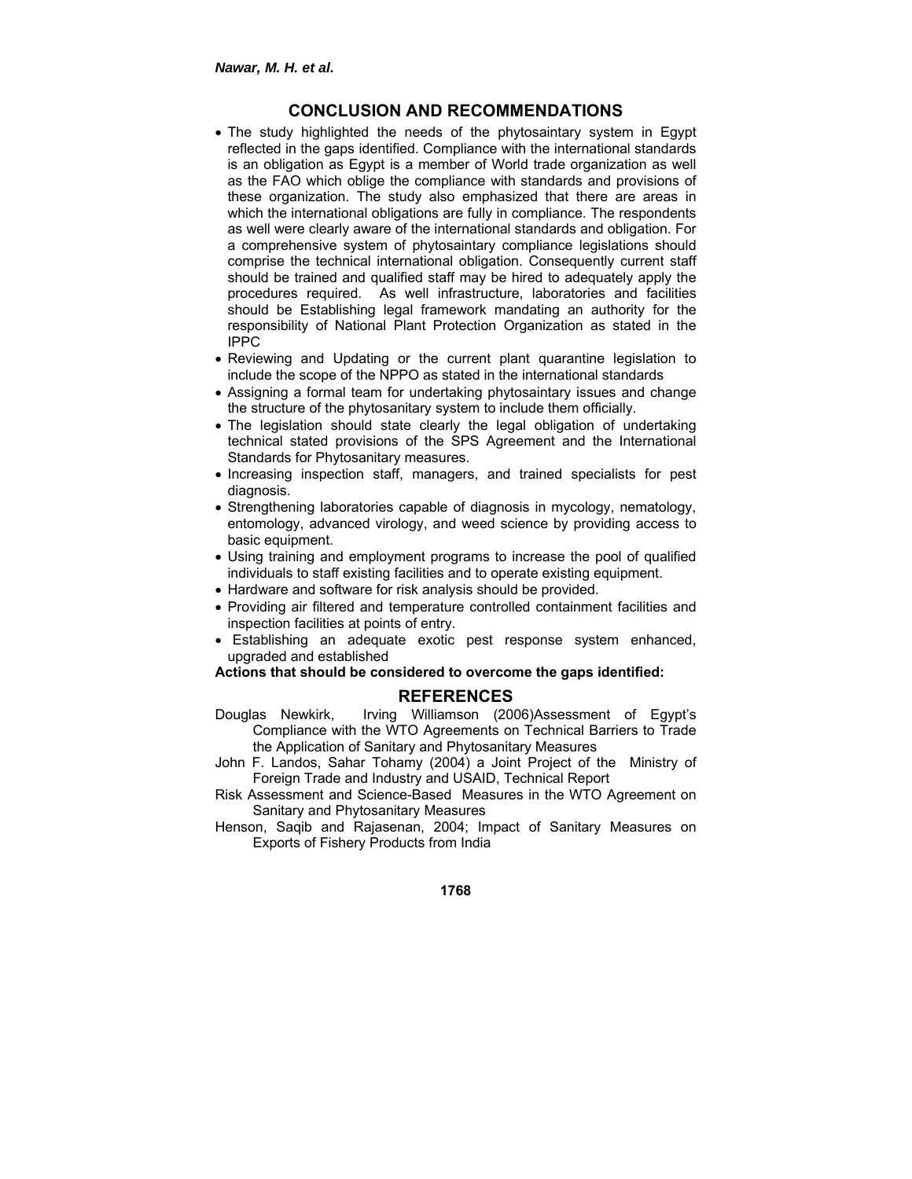## CONCLUSION AND RECOMMENDATIONS

- The study highlighted the needs of the phytosaintary system in Egypt reflected in the gaps identified. Compliance with the international standards is an obligation as Egypt is a member of World trade organization as well as the FAO which oblige the compliance with standards and provisions of these organization. The study also emphasized that there are areas in which the international obligations are fully in compliance. The respondents as well were clearly aware of the international standards and obligation. For a comprehensive system of phytosaintary compliance legislations should comprise the technical international obligation. Consequently current staff should be trained and qualified staff may be hired to adequately apply the procedures required. As well infrastructure, laboratories and facilities should be Establishing legal framework mandating an authority for the responsibility of National Plant Protection Organization as stated in the IPPC
- Reviewing and Updating or the current plant quarantine legislation to include the scope of the NPPO as stated in the international standards
- Assigning a formal team for undertaking phytosaintary issues and change the structure of the phytosanitary system to include them officially.
- The legislation should state clearly the legal obligation of undertaking technical stated provisions of the SPS Agreement and the International Standards for Phytosanitary measures.
- Increasing inspection staff, managers, and trained specialists for pest diagnosis.
- Strengthening laboratories capable of diagnosis in mycology, nematology, entomology, advanced virology, and weed science by providing access to basic equipment.
- Using training and employment programs to increase the pool of qualified individuals to staff existing facilities and to operate existing equipment.
- Hardware and software for risk analysis should be provided.
- Providing air filtered and temperature controlled containment facilities and inspection facilities at points of entry.
- Establishing an adequate exotic pest response system enhanced, upgraded and established

**Actions that should be considered to overcome the gaps identified:**

## REFERENCES

Douglas Newkirk, Irving Williamson (2006)Assessment of Egypt's Compliance with the WTO Agreements on Technical Barriers to Trade the Application of Sanitary and Phytosanitary Measures

John F. Landos, Sahar Tohamy (2004) a Joint Project of the Ministry of Foreign Trade and Industry and USAID, Technical Report

Risk Assessment and Science-Based Measures in the WTO Agreement on Sanitary and Phytosanitary Measures

Henson, Saqib and Rajasenan, 2004; Impact of Sanitary Measures on Exports of Fishery Products from India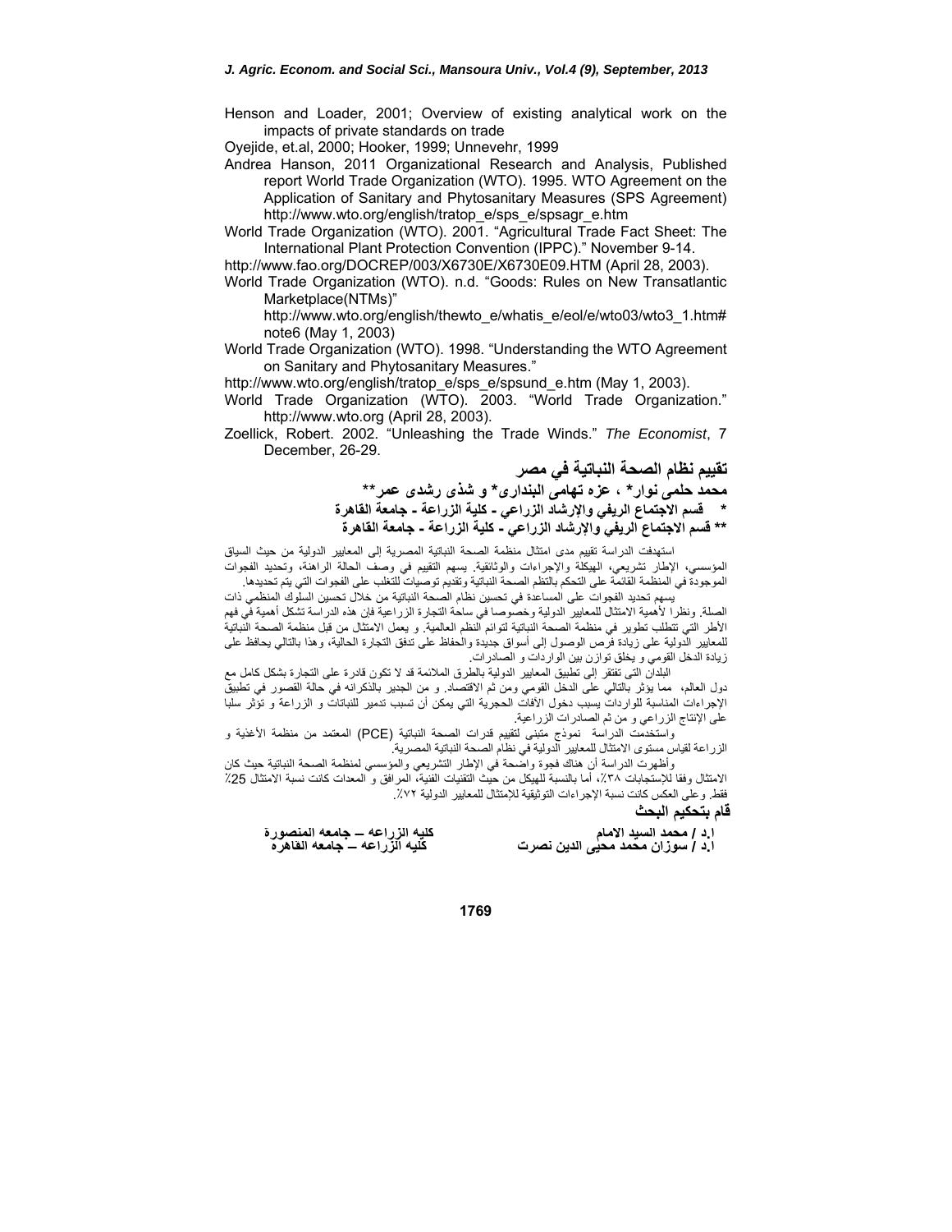Henson and Loader, 2001; Overview of existing analytical work on the impacts of private standards on trade

Oyejide, et.al, 2000; Hooker, 1999; Unnevehr, 1999

Andrea Hanson, 2011 Organizational Research and Analysis, Published report World Trade Organization (WTO). 1995. WTO Agreement on the Application of Sanitary and Phytosanitary Measures (SPS Agreement) http://www.wto.org/english/tratop_e/sps_e/spsagr_e.htm

World Trade Organization (WTO). 2001. "Agricultural Trade Fact Sheet: The International Plant Protection Convention (IPPC)." November 9-14.

http://www.fao.org/DOCREP/003/X6730E/X6730E09.HTM (April 28, 2003).

World Trade Organization (WTO). n.d. "Goods: Rules on New Transatlantic Marketplace(NTMs)" http://www.wto.org/english/thewto_e/whatis_e/eol/e/wto03/wto3_1.htm#note6 (May 1, 2003)

World Trade Organization (WTO). 1998. "Understanding the WTO Agreement on Sanitary and Phytosanitary Measures."

http://www.wto.org/english/tratop_e/sps_e/spsund_e.htm (May 1, 2003).

World Trade Organization (WTO). 2003. "World Trade Organization." http://www.wto.org (April 28, 2003).

Zoellick, Robert. 2002. "Unleashing the Trade Winds." *The Economist*, 7 December, 26-29.

## تقييم نظام الصحة النباتية في مصر

**محمد حلمى نوار\* ، عزه تهامى البندارى\* و شذى رشدى عمر\*\***

**\* قسم الاجتماع الريفي والإرشاد الزراعي - كلية الزراعة - جامعة القاهرة**

**\*\* قسم الاجتماع الريفي والإرشاد الزراعي - كلية الزراعة - جامعة القاهرة**

استهدفت الدراسة تقييم مدى امتثال منظمة الصحة النباتية المصرية إلى المعايير الدولية من حيث السياق المؤسسي، الإطار تشريعي، الهيكلة والإجراءات والوثائقية. يسهم التقييم في وصف الحالة الراهنة، وتحديد الفجوات الموجودة في المنظمة القائمة على التحكم بالنظم الصحة النباتية وتقديم توصيات للتغلب على الفجوات التي يتم تحديدها.

يسهم تحديد الفجوات على المساعدة في تحسين نظام الصحة النباتية من خلال تحسين السلوك المنظمي ذات الصلة. ونظرا لأهمية الامتثال للمعايير الدولية وخصوصا في ساحة التجارة الزراعية فإن هذه الدراسة تشكل أهمية في فهم الأطر التي تتطلب تطوير في منظمة الصحة النباتية لتوائم النظم العالمية. و يعمل الامتثال من قبل منظمة الصحة النباتية للمعايير الدولية على زيادة فرص الوصول إلى أسواق جديدة والحفاظ على تدفق التجارة الحالية، وهذا بالتالي يحافظ على زيادة الدخل القومي و يخلق توازن بين الواردات و الصادرات.

البلدان التى تفتقر إلى تطبيق المعايير الدولية بالطرق الملائمة قد لا تكون قادرة على التجارة بشكل كامل مع دول العالم، مما يؤثر بالتالي على الدخل القومي ومن ثم الاقتصاد. و من الجدير بالذكر انه في حالة القصور في تطبيق الإجراءات المناسبة للواردات يسبب دخول الافات الحجرية التي يمكن أن تسبب تدمير للنباتات و الزراعة و تؤثر سلبا على الإنتاج الزراعي و من ثم الصادرات الزراعية.

واستخدمت الدراسة نموذج متبنى لتقييم قدرات الصحة النباتية (PCE) المعتمد من منظمة الأغذية و الزراعة لقياس مستوى الامتثال للمعايير الدولية في نظام الصحة النباتية المصرية.

وأظهرت الدراسة أن هناك فجوة واضحة في الإطار التشريعي والمؤسسي لمنظمة الصحة النباتية حيث كان الامتثال وفقا للإستجابات ٣٨٪، أما بالنسبة للهيكل من حيث التقنيات الفنية، المرافق و المعدات كانت نسبة الامتثال 25٪ فقط. وعلى العكس كانت نسبة الإجراءات التوثيقية للإمتثال للمعايير الدولية ٧٢٪.

**قام بتحكيم البحث**

| | |
|---|---|
| **ا.د / محمد السيد الامام** | **كليه الزراعه – جامعه المنصورة** |
| **ا.د / سوزان محمد محيى الدين نصرت** | **كليه الزراعه – جامعه القاهرة** |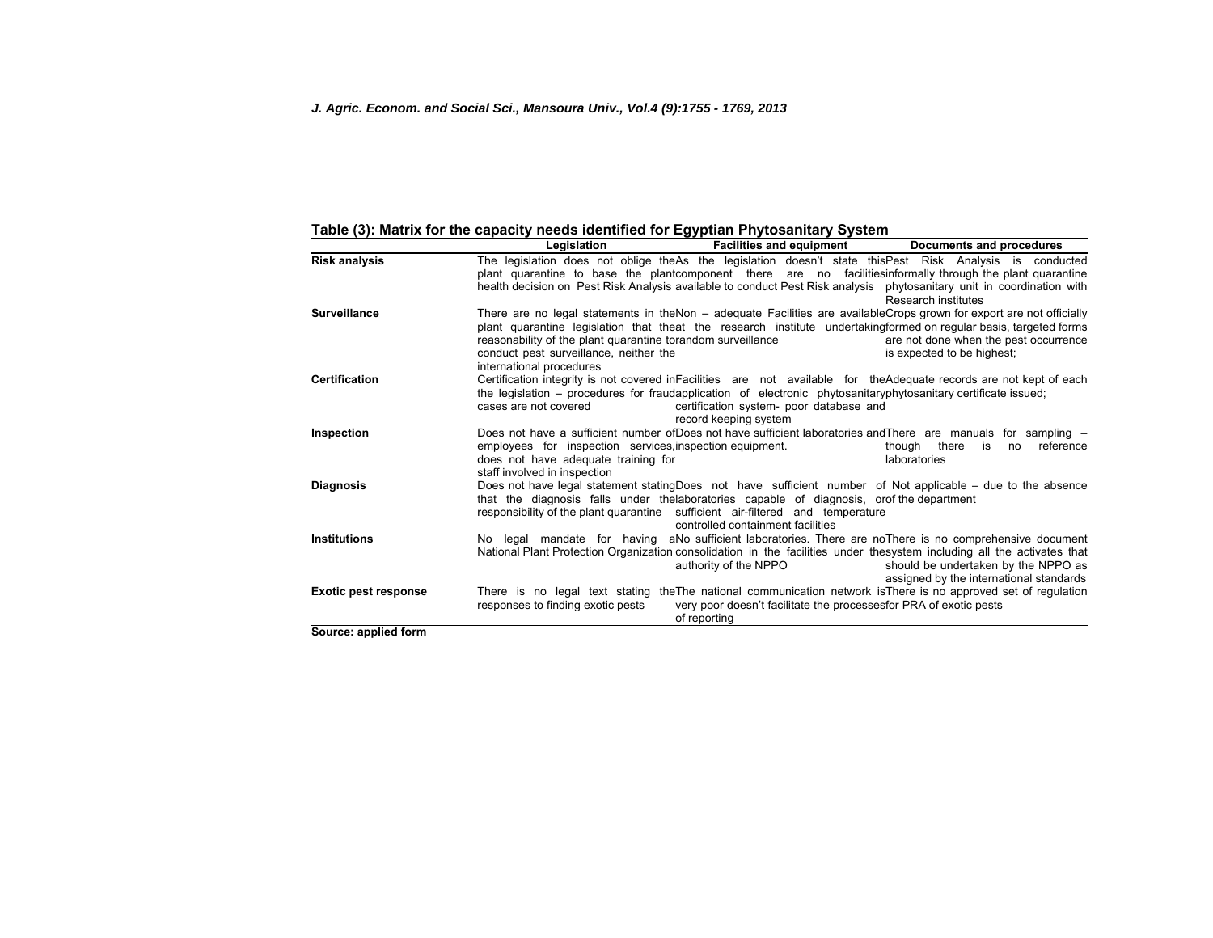**Table (3): Matrix for the capacity needs identified for Egyptian Phytosanitary System**

| | Legislation | Facilities and equipment | Documents and procedures |
|---|---|---|---|
| **Risk analysis** | The legislation does not oblige the plant quarantine to base the plant health decision on Pest Risk Analysis | As the legislation doesn't state this component there are no facilities available to conduct Pest Risk analysis | Pest Risk Analysis is conducted informally through the plant quarantine phytosanitary unit in coordination with Research institutes |
| **Surveillance** | There are no legal statements in the plant quarantine legislation that the reasonability of the plant quarantine to conduct pest surveillance, neither the international procedures | Non – adequate Facilities are available at the research institute undertaking random surveillance | Crops grown for export are not officially formed on regular basis, targeted forms are not done when the pest occurrence is expected to be highest; |
| **Certification** | Certification integrity is not covered in the legislation – procedures for fraud cases are not covered | Facilities are not available for the application of electronic phytosanitary certification system- poor database and record keeping system | Adequate records are not kept of each phytosanitary certificate issued; |
| **Inspection** | Does not have a sufficient number of employees for inspection services, does not have adequate training for staff involved in inspection | Does not have sufficient laboratories and inspection equipment. | There are manuals for sampling – though there is no reference laboratories |
| **Diagnosis** | Does not have legal statement stating that the diagnosis falls under the responsibility of the plant quarantine | Does not have sufficient number of laboratories capable of diagnosis, or sufficient air-filtered and temperature controlled containment facilities | Not applicable – due to the absence of the department |
| **Institutions** | No legal mandate for having a National Plant Protection Organization | No sufficient laboratories. There are no consolidation in the facilities under the authority of the NPPO | There is no comprehensive document system including all the activates that should be undertaken by the NPPO as assigned by the international standards |
| **Exotic pest response** | There is no legal text stating the responses to finding exotic pests | The national communication network is very poor doesn't facilitate the processes of reporting | There is no approved set of regulation for PRA of exotic pests |

**Source: applied form**